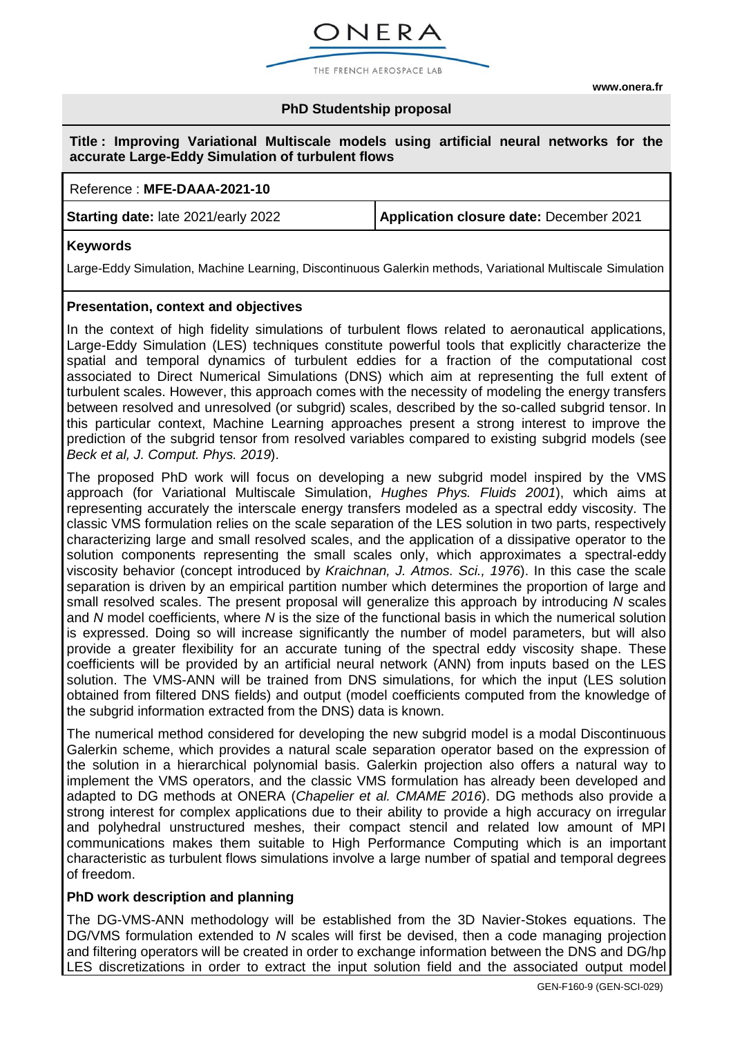ONERA

THE FRENCH AEROSPACE LAB

**www.onera.fr**

**PhD Studentship proposal**

**Title : Improving Variational Multiscale models using artificial neural networks for the accurate Large-Eddy Simulation of turbulent flows**

Reference : **MFE-DAAA-2021-10**

| **Starting date:** late 2021/early 2022 | **Application closure date:** December 2021 |
|---|---|

**Keywords**

Large-Eddy Simulation, Machine Learning, Discontinuous Galerkin methods, Variational Multiscale Simulation

**Presentation, context and objectives**

In the context of high fidelity simulations of turbulent flows related to aeronautical applications, Large-Eddy Simulation (LES) techniques constitute powerful tools that explicitly characterize the spatial and temporal dynamics of turbulent eddies for a fraction of the computational cost associated to Direct Numerical Simulations (DNS) which aim at representing the full extent of turbulent scales. However, this approach comes with the necessity of modeling the energy transfers between resolved and unresolved (or subgrid) scales, described by the so-called subgrid tensor. In this particular context, Machine Learning approaches present a strong interest to improve the prediction of the subgrid tensor from resolved variables compared to existing subgrid models (see *Beck et al, J. Comput. Phys. 2019*).

The proposed PhD work will focus on developing a new subgrid model inspired by the VMS approach (for Variational Multiscale Simulation, *Hughes Phys. Fluids 2001*), which aims at representing accurately the interscale energy transfers modeled as a spectral eddy viscosity. The classic VMS formulation relies on the scale separation of the LES solution in two parts, respectively characterizing large and small resolved scales, and the application of a dissipative operator to the solution components representing the small scales only, which approximates a spectral-eddy viscosity behavior (concept introduced by *Kraichnan, J. Atmos. Sci., 1976*). In this case the scale separation is driven by an empirical partition number which determines the proportion of large and small resolved scales. The present proposal will generalize this approach by introducing $N$ scales and $N$ model coefficients, where $N$ is the size of the functional basis in which the numerical solution is expressed. Doing so will increase significantly the number of model parameters, but will also provide a greater flexibility for an accurate tuning of the spectral eddy viscosity shape. These coefficients will be provided by an artificial neural network (ANN) from inputs based on the LES solution. The VMS-ANN will be trained from DNS simulations, for which the input (LES solution obtained from filtered DNS fields) and output (model coefficients computed from the knowledge of the subgrid information extracted from the DNS) data is known.

The numerical method considered for developing the new subgrid model is a modal Discontinuous Galerkin scheme, which provides a natural scale separation operator based on the expression of the solution in a hierarchical polynomial basis. Galerkin projection also offers a natural way to implement the VMS operators, and the classic VMS formulation has already been developed and adapted to DG methods at ONERA (*Chapelier et al. CMAME 2016*). DG methods also provide a strong interest for complex applications due to their ability to provide a high accuracy on irregular and polyhedral unstructured meshes, their compact stencil and related low amount of MPI communications makes them suitable to High Performance Computing which is an important characteristic as turbulent flows simulations involve a large number of spatial and temporal degrees of freedom.

**PhD work description and planning**

The DG-VMS-ANN methodology will be established from the 3D Navier-Stokes equations. The DG/VMS formulation extended to $N$ scales will first be devised, then a code managing projection and filtering operators will be created in order to exchange information between the DNS and DG/hp LES discretizations in order to extract the input solution field and the associated output model

GEN-F160-9 (GEN-SCI-029)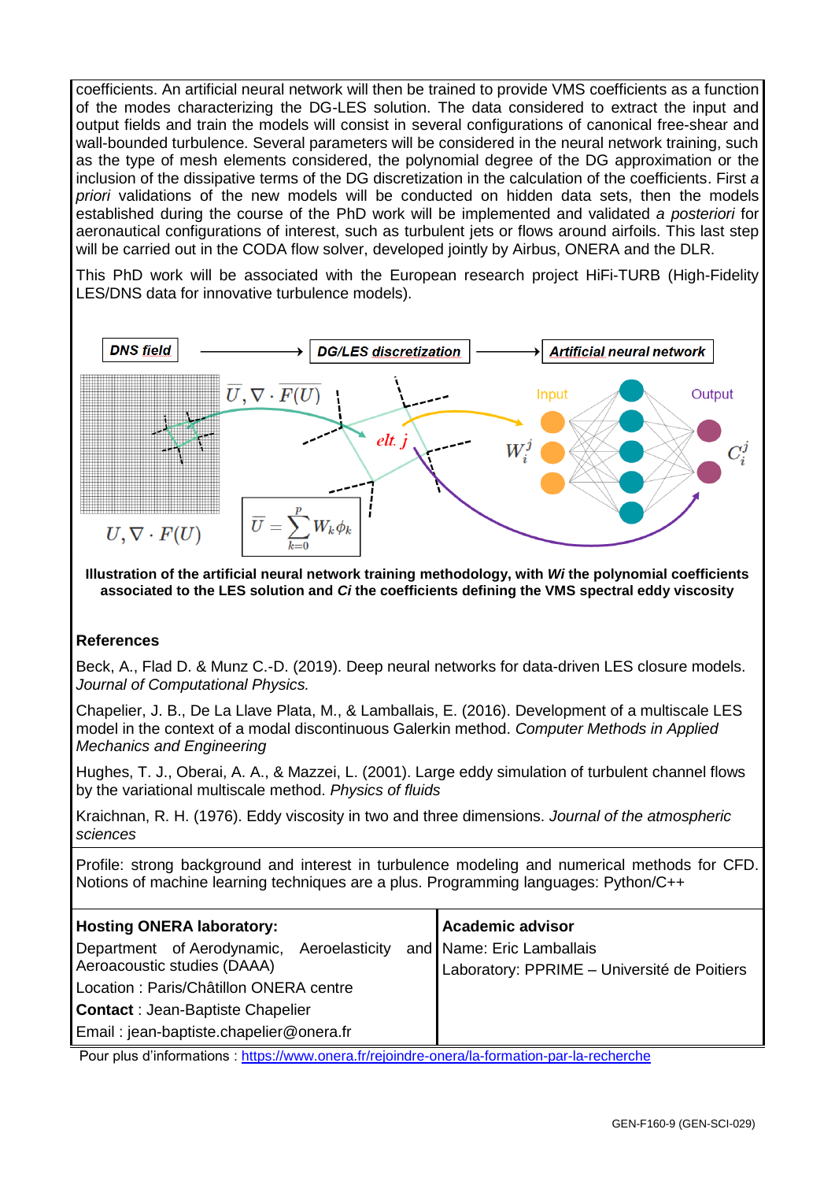coefficients. An artificial neural network will then be trained to provide VMS coefficients as a function of the modes characterizing the DG-LES solution. The data considered to extract the input and output fields and train the models will consist in several configurations of canonical free-shear and wall-bounded turbulence. Several parameters will be considered in the neural network training, such as the type of mesh elements considered, the polynomial degree of the DG approximation or the inclusion of the dissipative terms of the DG discretization in the calculation of the coefficients. First *a priori* validations of the new models will be conducted on hidden data sets, then the models established during the course of the PhD work will be implemented and validated *a posteriori* for aeronautical configurations of interest, such as turbulent jets or flows around airfoils. This last step will be carried out in the CODA flow solver, developed jointly by Airbus, ONERA and the DLR.

This PhD work will be associated with the European research project HiFi-TURB (High-Fidelity LES/DNS data for innovative turbulence models).

DNS field → DG/LES discretization → Artificial neural network

$\overline{U}, \nabla \cdot \overline{F(U)}$

elt. j

Input

Output

$W_i^j$

$C_i^j$

$U, \nabla \cdot F(U)$

$\overline{U} = \sum_{k=0}^{p} W_k \phi_k$

**Illustration of the artificial neural network training methodology, with *Wi* the polynomial coefficients associated to the LES solution and *Ci* the coefficients defining the VMS spectral eddy viscosity**

**References**

Beck, A., Flad D. & Munz C.-D. (2019). Deep neural networks for data-driven LES closure models. *Journal of Computational Physics.*

Chapelier, J. B., De La Llave Plata, M., & Lamballais, E. (2016). Development of a multiscale LES model in the context of a modal discontinuous Galerkin method. *Computer Methods in Applied Mechanics and Engineering*

Hughes, T. J., Oberai, A. A., & Mazzei, L. (2001). Large eddy simulation of turbulent channel flows by the variational multiscale method. *Physics of fluids*

Kraichnan, R. H. (1976). Eddy viscosity in two and three dimensions. *Journal of the atmospheric sciences*

Profile: strong background and interest in turbulence modeling and numerical methods for CFD. Notions of machine learning techniques are a plus. Programming languages: Python/C++

| | |
|---|---|
| **Hosting ONERA laboratory:**<br>Department of Aerodynamic, Aeroelasticity and Aeroacoustic studies (DAAA)<br>Location : Paris/Châtillon ONERA centre<br>**Contact** : Jean-Baptiste Chapelier<br>Email : jean-baptiste.chapelier@onera.fr | **Academic advisor**<br>Name: Eric Lamballais<br>Laboratory: PPRIME – Université de Poitiers |

Pour plus d'informations : https://www.onera.fr/rejoindre-onera/la-formation-par-la-recherche